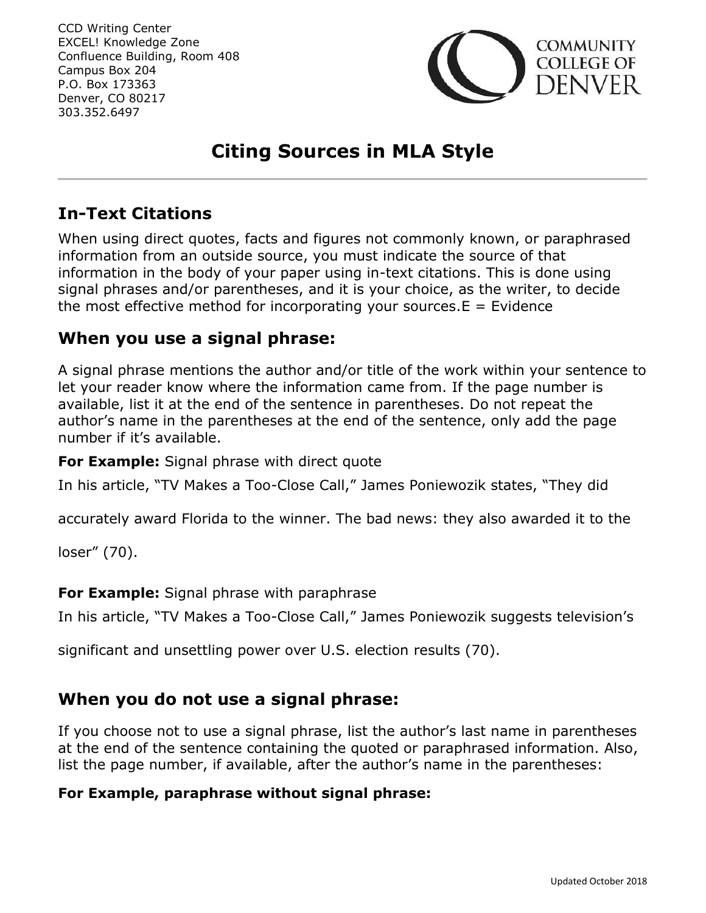CCD Writing Center
EXCEL! Knowledge Zone
Confluence Building, Room 408
Campus Box 204
P.O. Box 173363
Denver, CO 80217
303.352.6497

COMMUNITY COLLEGE OF DENVER

# Citing Sources in MLA Style

## In-Text Citations

When using direct quotes, facts and figures not commonly known, or paraphrased information from an outside source, you must indicate the source of that information in the body of your paper using in-text citations. This is done using signal phrases and/or parentheses, and it is your choice, as the writer, to decide the most effective method for incorporating your sources.E = Evidence

## When you use a signal phrase:

A signal phrase mentions the author and/or title of the work within your sentence to let your reader know where the information came from. If the page number is available, list it at the end of the sentence in parentheses. Do not repeat the author's name in the parentheses at the end of the sentence, only add the page number if it's available.

**For Example:** Signal phrase with direct quote

In his article, "TV Makes a Too-Close Call," James Poniewozik states, "They did accurately award Florida to the winner. The bad news: they also awarded it to the loser" (70).

**For Example:** Signal phrase with paraphrase

In his article, "TV Makes a Too-Close Call," James Poniewozik suggests television's significant and unsettling power over U.S. election results (70).

## When you do not use a signal phrase:

If you choose not to use a signal phrase, list the author's last name in parentheses at the end of the sentence containing the quoted or paraphrased information. Also, list the page number, if available, after the author's name in the parentheses:

**For Example, paraphrase without signal phrase:**

Updated October 2018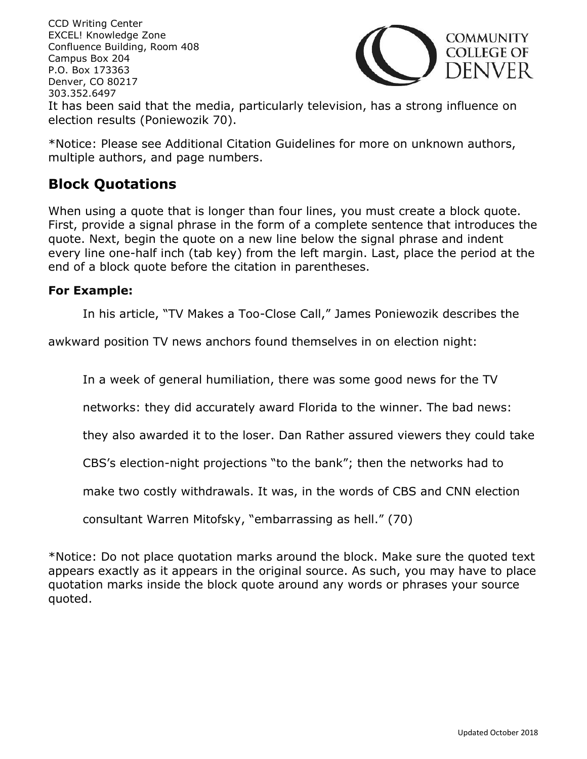It has been said that the media, particularly television, has a strong influence on election results (Poniewozik 70).

*Notice: Please see Additional Citation Guidelines for more on unknown authors, multiple authors, and page numbers.

## Block Quotations

When using a quote that is longer than four lines, you must create a block quote. First, provide a signal phrase in the form of a complete sentence that introduces the quote. Next, begin the quote on a new line below the signal phrase and indent every line one-half inch (tab key) from the left margin. Last, place the period at the end of a block quote before the citation in parentheses.

**For Example:**

In his article, "TV Makes a Too-Close Call," James Poniewozik describes the awkward position TV news anchors found themselves in on election night:

> In a week of general humiliation, there was some good news for the TV networks: they did accurately award Florida to the winner. The bad news: they also awarded it to the loser. Dan Rather assured viewers they could take CBS's election-night projections "to the bank"; then the networks had to make two costly withdrawals. It was, in the words of CBS and CNN election consultant Warren Mitofsky, "embarrassing as hell." (70)

*Notice: Do not place quotation marks around the block. Make sure the quoted text appears exactly as it appears in the original source. As such, you may have to place quotation marks inside the block quote around any words or phrases your source quoted.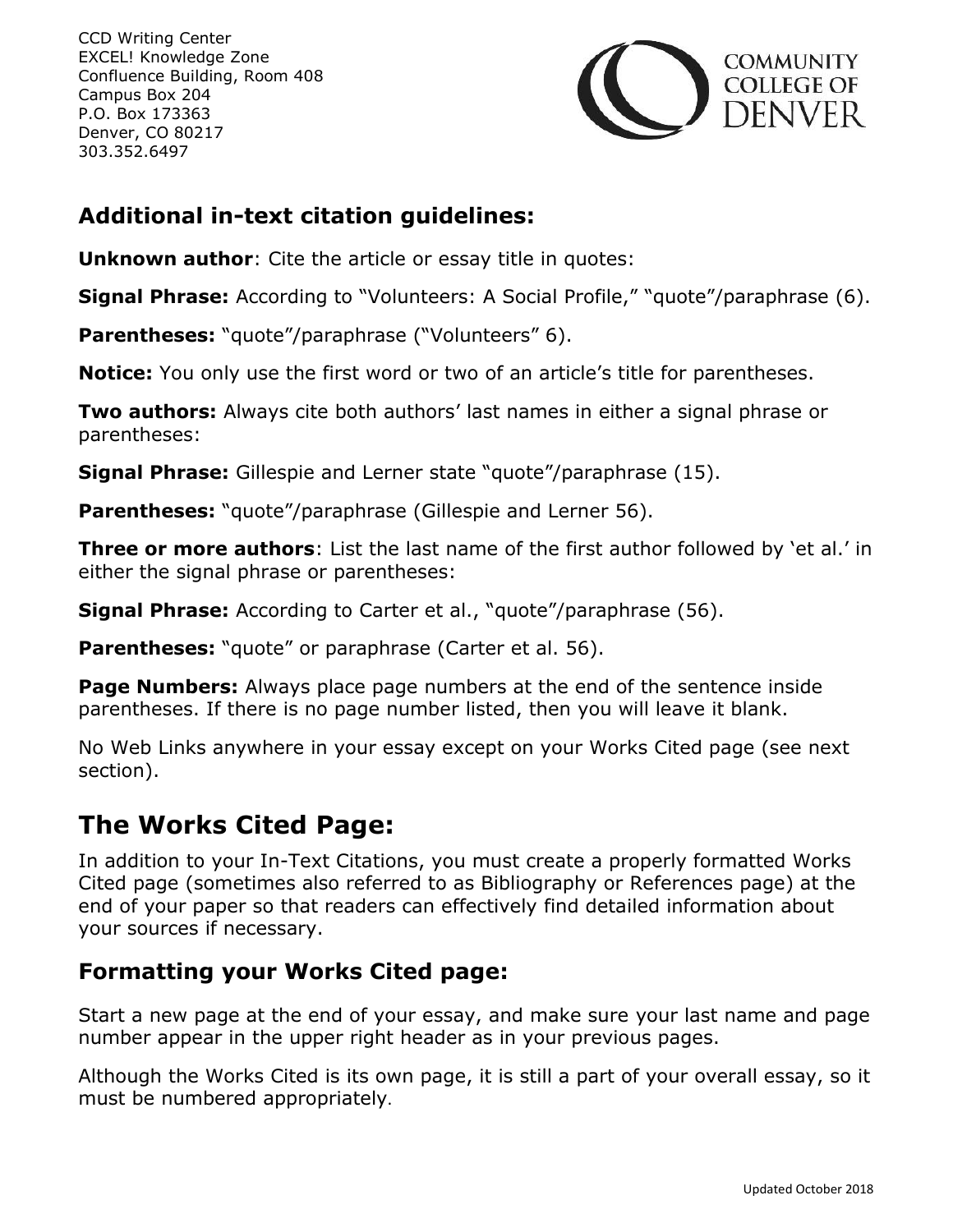## Additional in-text citation guidelines:

**Unknown author**: Cite the article or essay title in quotes:

**Signal Phrase:** According to "Volunteers: A Social Profile," "quote"/paraphrase (6).

**Parentheses:** "quote"/paraphrase ("Volunteers" 6).

**Notice:** You only use the first word or two of an article's title for parentheses.

**Two authors:** Always cite both authors' last names in either a signal phrase or parentheses:

**Signal Phrase:** Gillespie and Lerner state "quote"/paraphrase (15).

**Parentheses:** "quote"/paraphrase (Gillespie and Lerner 56).

**Three or more authors**: List the last name of the first author followed by 'et al.' in either the signal phrase or parentheses:

**Signal Phrase:** According to Carter et al., "quote"/paraphrase (56).

**Parentheses:** "quote" or paraphrase (Carter et al. 56).

**Page Numbers:** Always place page numbers at the end of the sentence inside parentheses. If there is no page number listed, then you will leave it blank.

No Web Links anywhere in your essay except on your Works Cited page (see next section).

# The Works Cited Page:

In addition to your In-Text Citations, you must create a properly formatted Works Cited page (sometimes also referred to as Bibliography or References page) at the end of your paper so that readers can effectively find detailed information about your sources if necessary.

## Formatting your Works Cited page:

Start a new page at the end of your essay, and make sure your last name and page number appear in the upper right header as in your previous pages.

Although the Works Cited is its own page, it is still a part of your overall essay, so it must be numbered appropriately.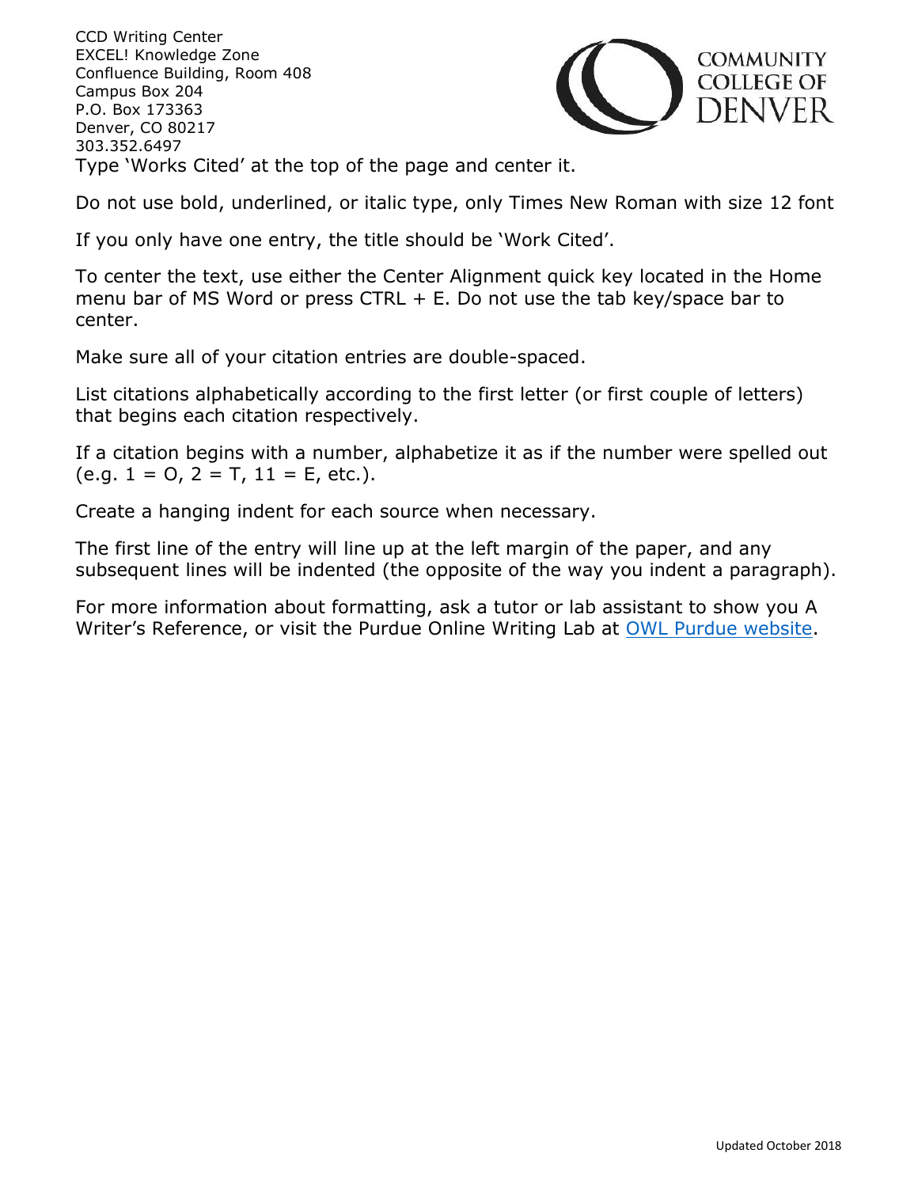CCD Writing Center
EXCEL! Knowledge Zone
Confluence Building, Room 408
Campus Box 204
P.O. Box 173363
Denver, CO 80217
303.352.6497

Type 'Works Cited' at the top of the page and center it.

Do not use bold, underlined, or italic type, only Times New Roman with size 12 font

If you only have one entry, the title should be 'Work Cited'.

To center the text, use either the Center Alignment quick key located in the Home menu bar of MS Word or press CTRL + E. Do not use the tab key/space bar to center.

Make sure all of your citation entries are double-spaced.

List citations alphabetically according to the first letter (or first couple of letters) that begins each citation respectively.

If a citation begins with a number, alphabetize it as if the number were spelled out (e.g. 1 = O, 2 = T, 11 = E, etc.).

Create a hanging indent for each source when necessary.

The first line of the entry will line up at the left margin of the paper, and any subsequent lines will be indented (the opposite of the way you indent a paragraph).

For more information about formatting, ask a tutor or lab assistant to show you A Writer's Reference, or visit the Purdue Online Writing Lab at [OWL Purdue website](OWL Purdue website).

Updated October 2018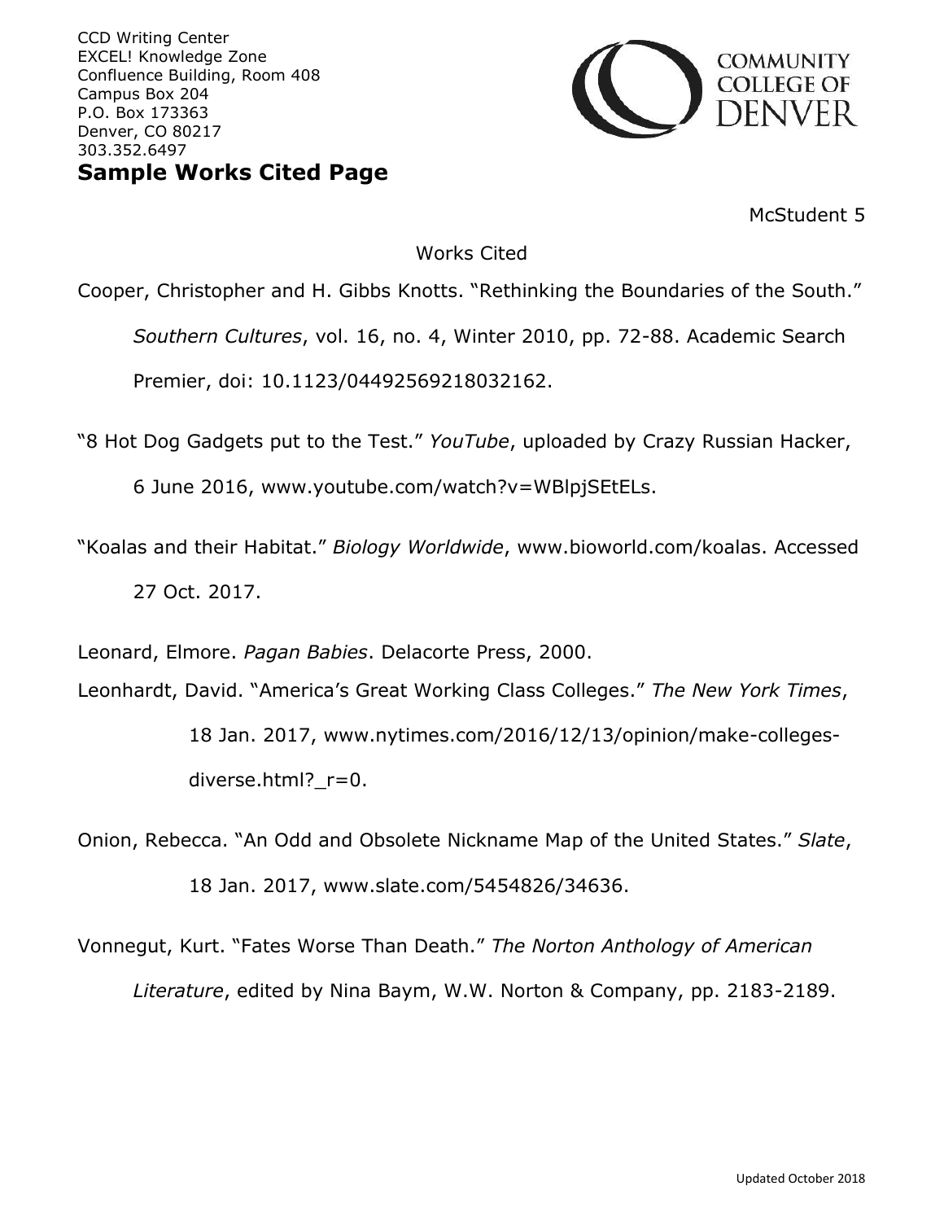CCD Writing Center
EXCEL! Knowledge Zone
Confluence Building, Room 408
Campus Box 204
P.O. Box 173363
Denver, CO 80217
303.352.6497

## Sample Works Cited Page

McStudent 5

Works Cited

Cooper, Christopher and H. Gibbs Knotts. "Rethinking the Boundaries of the South." *Southern Cultures*, vol. 16, no. 4, Winter 2010, pp. 72-88. Academic Search Premier, doi: 10.1123/04492569218032162.

"8 Hot Dog Gadgets put to the Test." *YouTube*, uploaded by Crazy Russian Hacker, 6 June 2016, www.youtube.com/watch?v=WBlpjSEtELs.

"Koalas and their Habitat." *Biology Worldwide*, www.bioworld.com/koalas. Accessed 27 Oct. 2017.

Leonard, Elmore. *Pagan Babies*. Delacorte Press, 2000.

Leonhardt, David. "America's Great Working Class Colleges." *The New York Times*, 18 Jan. 2017, www.nytimes.com/2016/12/13/opinion/make-colleges-diverse.html?_r=0.

Onion, Rebecca. "An Odd and Obsolete Nickname Map of the United States." *Slate*, 18 Jan. 2017, www.slate.com/5454826/34636.

Vonnegut, Kurt. "Fates Worse Than Death." *The Norton Anthology of American Literature*, edited by Nina Baym, W.W. Norton & Company, pp. 2183-2189.

Updated October 2018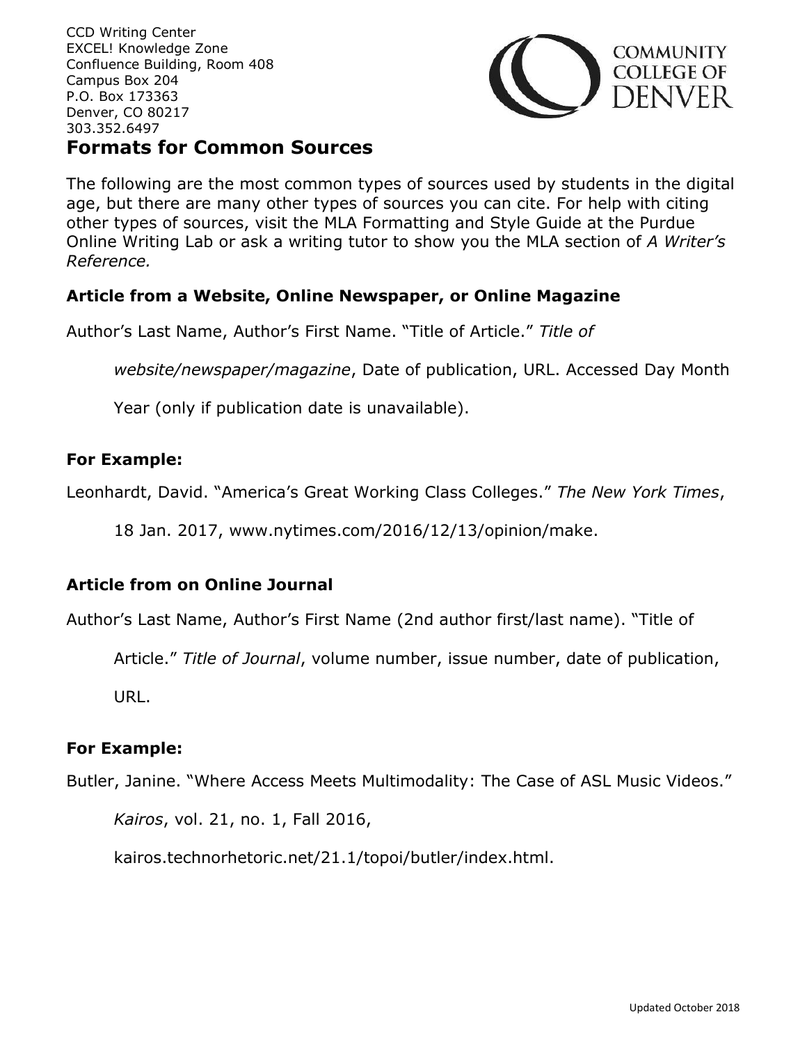CCD Writing Center
EXCEL! Knowledge Zone
Confluence Building, Room 408
Campus Box 204
P.O. Box 173363
Denver, CO 80217
303.352.6497

## Formats for Common Sources

The following are the most common types of sources used by students in the digital age, but there are many other types of sources you can cite. For help with citing other types of sources, visit the MLA Formatting and Style Guide at the Purdue Online Writing Lab or ask a writing tutor to show you the MLA section of *A Writer's Reference.*

### Article from a Website, Online Newspaper, or Online Magazine

Author's Last Name, Author's First Name. "Title of Article." *Title of website/newspaper/magazine*, Date of publication, URL. Accessed Day Month Year (only if publication date is unavailable).

**For Example:**

Leonhardt, David. "America's Great Working Class Colleges." *The New York Times*, 18 Jan. 2017, www.nytimes.com/2016/12/13/opinion/make.

### Article from on Online Journal

Author's Last Name, Author's First Name (2nd author first/last name). "Title of Article." *Title of Journal*, volume number, issue number, date of publication, URL.

**For Example:**

Butler, Janine. "Where Access Meets Multimodality: The Case of ASL Music Videos." *Kairos*, vol. 21, no. 1, Fall 2016, kairos.technorhetoric.net/21.1/topoi/butler/index.html.

Updated October 2018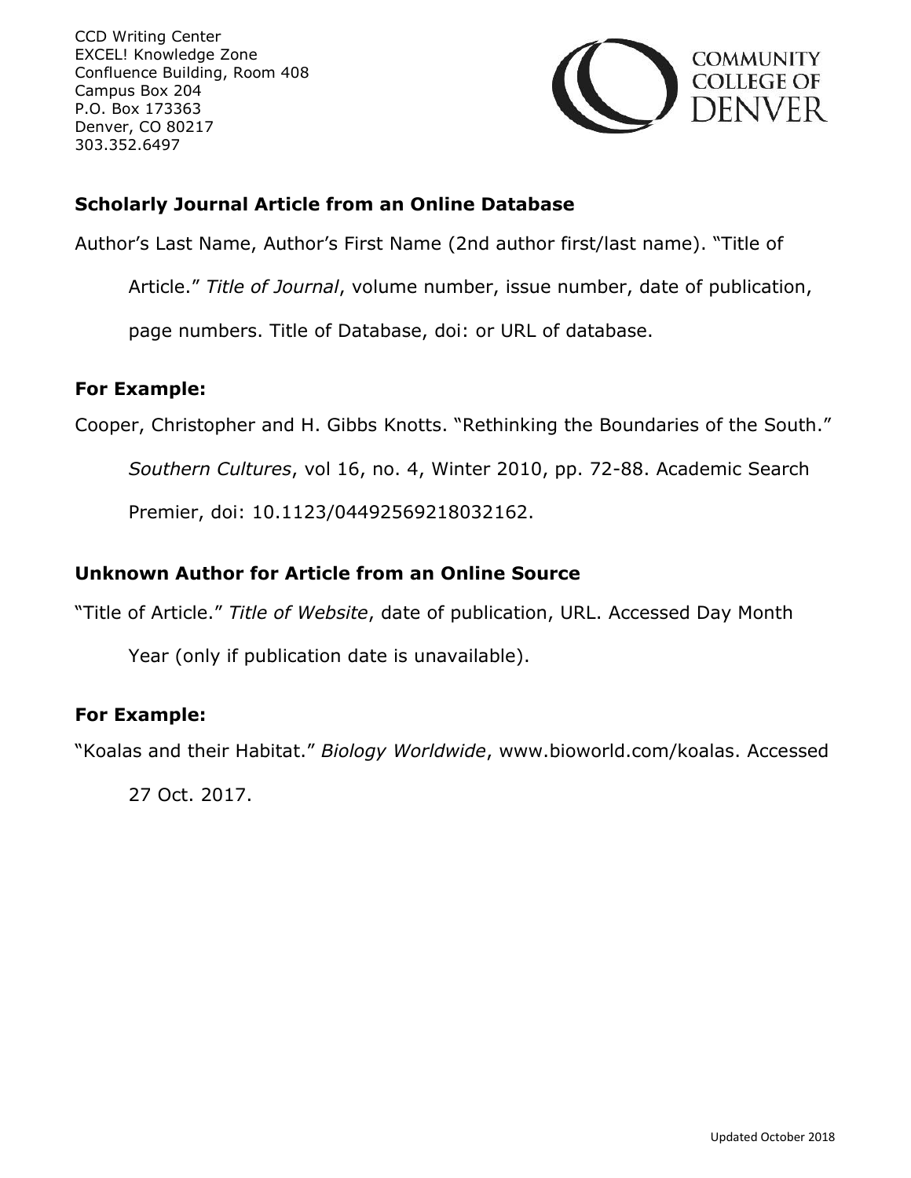CCD Writing Center
EXCEL! Knowledge Zone
Confluence Building, Room 408
Campus Box 204
P.O. Box 173363
Denver, CO 80217
303.352.6497

### Scholarly Journal Article from an Online Database

Author's Last Name, Author's First Name (2nd author first/last name). "Title of Article." *Title of Journal*, volume number, issue number, date of publication, page numbers. Title of Database, doi: or URL of database.

### For Example:

Cooper, Christopher and H. Gibbs Knotts. "Rethinking the Boundaries of the South." *Southern Cultures*, vol 16, no. 4, Winter 2010, pp. 72-88. Academic Search Premier, doi: 10.1123/04492569218032162.

### Unknown Author for Article from an Online Source

"Title of Article." *Title of Website*, date of publication, URL. Accessed Day Month Year (only if publication date is unavailable).

### For Example:

"Koalas and their Habitat." *Biology Worldwide*, www.bioworld.com/koalas. Accessed 27 Oct. 2017.

Updated October 2018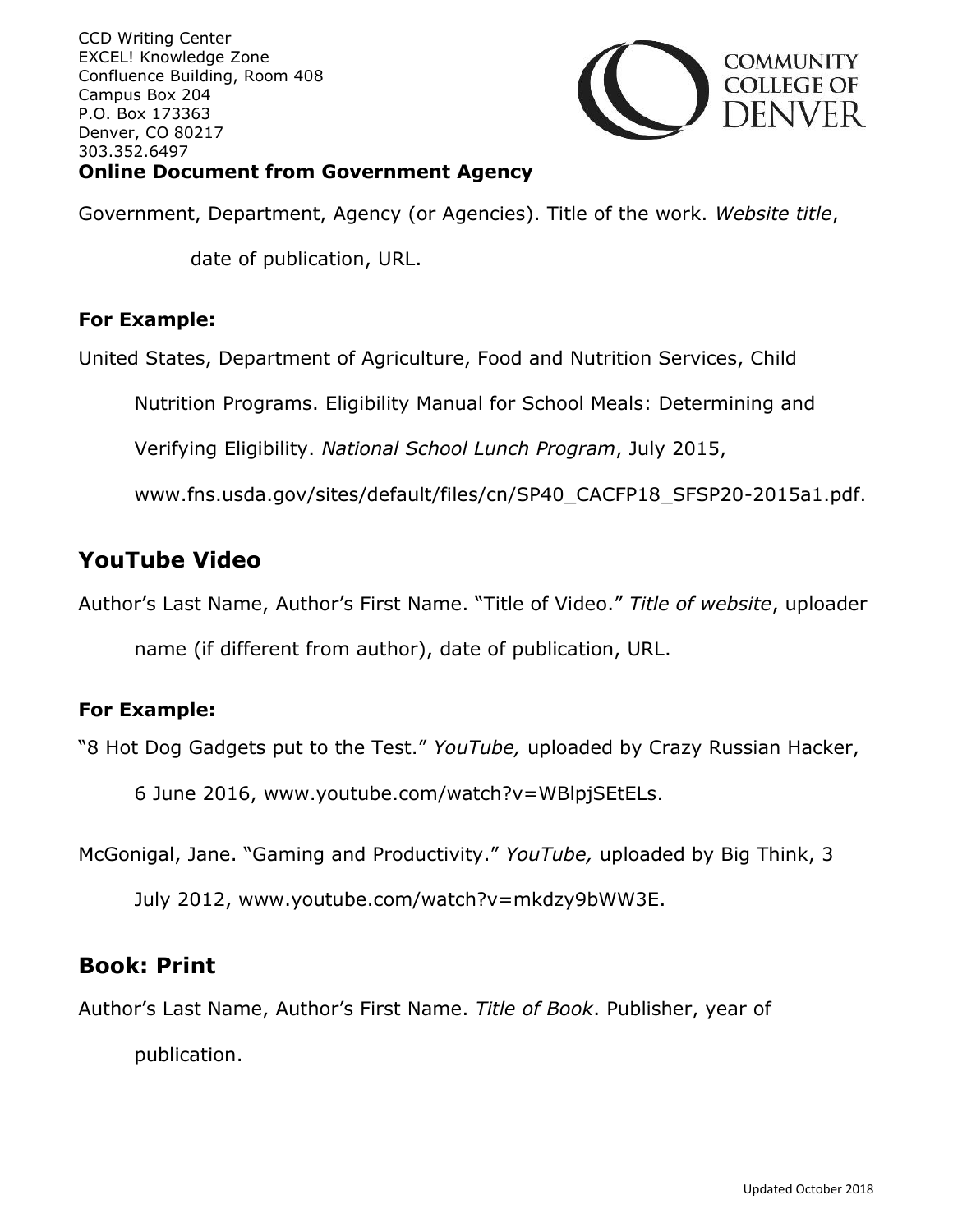CCD Writing Center
EXCEL! Knowledge Zone
Confluence Building, Room 408
Campus Box 204
P.O. Box 173363
Denver, CO 80217
303.352.6497

**Online Document from Government Agency**

Government, Department, Agency (or Agencies). Title of the work. *Website title*, date of publication, URL.

**For Example:**

United States, Department of Agriculture, Food and Nutrition Services, Child Nutrition Programs. Eligibility Manual for School Meals: Determining and Verifying Eligibility. *National School Lunch Program*, July 2015, www.fns.usda.gov/sites/default/files/cn/SP40_CACFP18_SFSP20-2015a1.pdf.

## YouTube Video

Author's Last Name, Author's First Name. "Title of Video." *Title of website*, uploader name (if different from author), date of publication, URL.

**For Example:**

"8 Hot Dog Gadgets put to the Test." *YouTube,* uploaded by Crazy Russian Hacker, 6 June 2016, www.youtube.com/watch?v=WBlpjSEtELs.

McGonigal, Jane. "Gaming and Productivity." *YouTube,* uploaded by Big Think, 3 July 2012, www.youtube.com/watch?v=mkdzy9bWW3E.

## Book: Print

Author's Last Name, Author's First Name. *Title of Book*. Publisher, year of publication.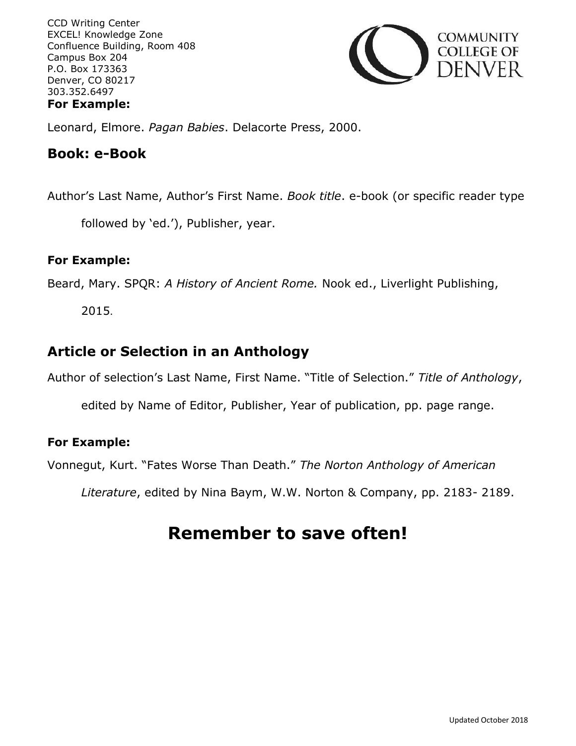**For Example:**

Leonard, Elmore. *Pagan Babies*. Delacorte Press, 2000.

## Book: e-Book

Author's Last Name, Author's First Name. *Book title*. e-book (or specific reader type followed by 'ed.'), Publisher, year.

**For Example:**

Beard, Mary. SPQR: *A History of Ancient Rome.* Nook ed., Liverlight Publishing, 2015.

## Article or Selection in an Anthology

Author of selection's Last Name, First Name. "Title of Selection." *Title of Anthology*, edited by Name of Editor, Publisher, Year of publication, pp. page range.

**For Example:**

Vonnegut, Kurt. "Fates Worse Than Death." *The Norton Anthology of American Literature*, edited by Nina Baym, W.W. Norton & Company, pp. 2183- 2189.

# Remember to save often!

Updated October 2018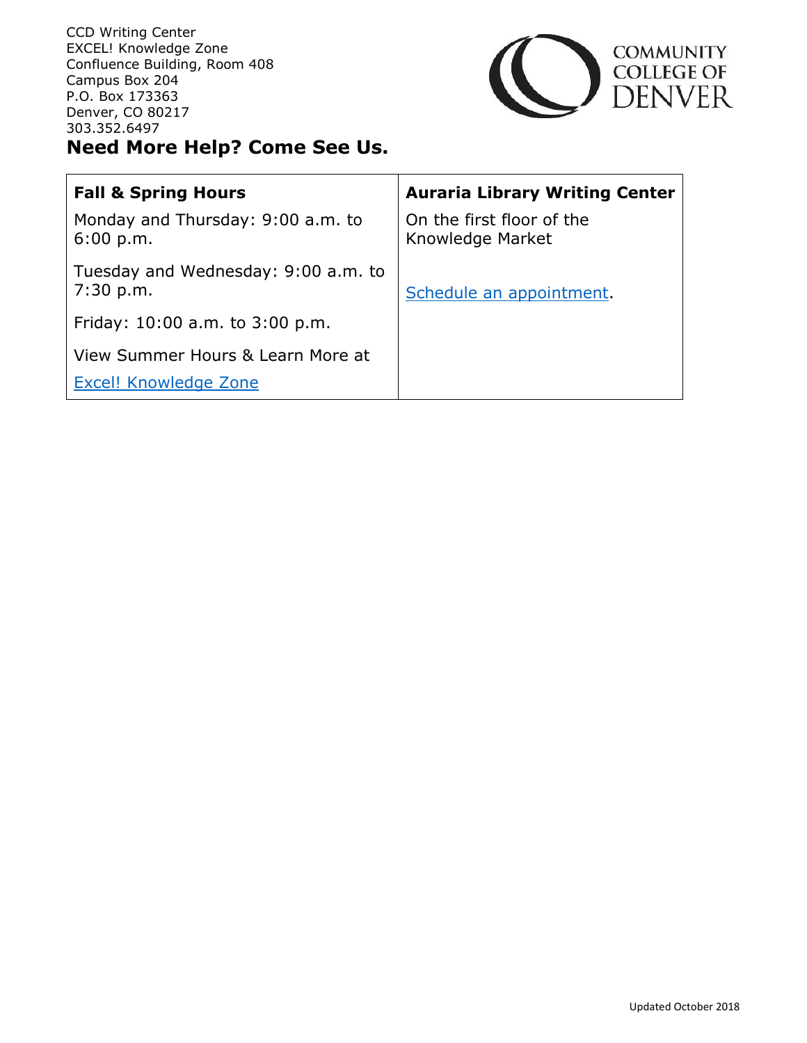CCD Writing Center
EXCEL! Knowledge Zone
Confluence Building, Room 408
Campus Box 204
P.O. Box 173363
Denver, CO 80217
303.352.6497

## Need More Help? Come See Us.

| Fall & Spring Hours | Auraria Library Writing Center |
|---|---|
| Monday and Thursday: 9:00 a.m. to 6:00 p.m.<br><br>Tuesday and Wednesday: 9:00 a.m. to 7:30 p.m.<br><br>Friday: 10:00 a.m. to 3:00 p.m.<br><br>View Summer Hours & Learn More at<br><br>Excel! Knowledge Zone | On the first floor of the Knowledge Market<br><br>Schedule an appointment. |

Updated October 2018